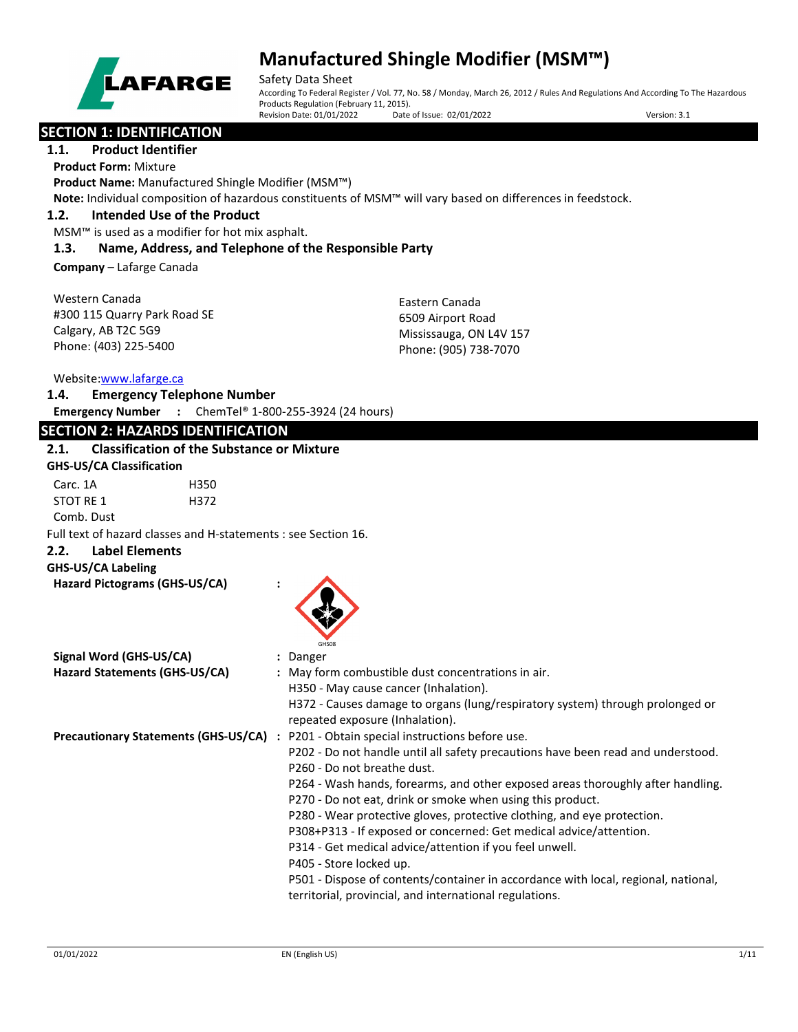# Manufactured Shingle Modifier (MSM™)

Safety Data Sheet

According To Federal Register / Vol. 77, No. 58 / Monday, March 26, 2012 / Rules And Regulations And According To The Hazardous Products Regulation (February 11, 2015).

Revision Date: 01/01/2022 Date of Issue: 02/01/2022 Version: 3.1

## SECTION 1: IDENTIFICATION

### 1.1. Product Identifier

**Product Form:** Mixture

**Product Name:** Manufactured Shingle Modifier (MSM™)

**Note:** Individual composition of hazardous constituents of MSM™ will vary based on differences in feedstock.

### 1.2. Intended Use of the Product

MSM™ is used as a modifier for hot mix asphalt.

### 1.3. Name, Address, and Telephone of the Responsible Party

**Company** – Lafarge Canada

Western Canada
#300 115 Quarry Park Road SE
Calgary, AB T2C 5G9
Phone: (403) 225-5400

Eastern Canada
6509 Airport Road
Mississauga, ON L4V 157
Phone: (905) 738-7070

Website: www.lafarge.ca

### 1.4. Emergency Telephone Number

**Emergency Number :** ChemTel® 1-800-255-3924 (24 hours)

## SECTION 2: HAZARDS IDENTIFICATION

### 2.1. Classification of the Substance or Mixture

**GHS-US/CA Classification**

| | |
|---|---|
| Carc. 1A | H350 |
| STOT RE 1 | H372 |
| Comb. Dust | |

Full text of hazard classes and H-statements : see Section 16.

### 2.2. Label Elements

**GHS-US/CA Labeling**

**Hazard Pictograms (GHS-US/CA) :**

GHS08

**Signal Word (GHS-US/CA) :** Danger

**Hazard Statements (GHS-US/CA) :** May form combustible dust concentrations in air.
H350 - May cause cancer (Inhalation).
H372 - Causes damage to organs (lung/respiratory system) through prolonged or repeated exposure (Inhalation).

**Precautionary Statements (GHS-US/CA) :** P201 - Obtain special instructions before use.
P202 - Do not handle until all safety precautions have been read and understood.
P260 - Do not breathe dust.
P264 - Wash hands, forearms, and other exposed areas thoroughly after handling.
P270 - Do not eat, drink or smoke when using this product.
P280 - Wear protective gloves, protective clothing, and eye protection.
P308+P313 - If exposed or concerned: Get medical advice/attention.
P314 - Get medical advice/attention if you feel unwell.
P405 - Store locked up.
P501 - Dispose of contents/container in accordance with local, regional, national, territorial, provincial, and international regulations.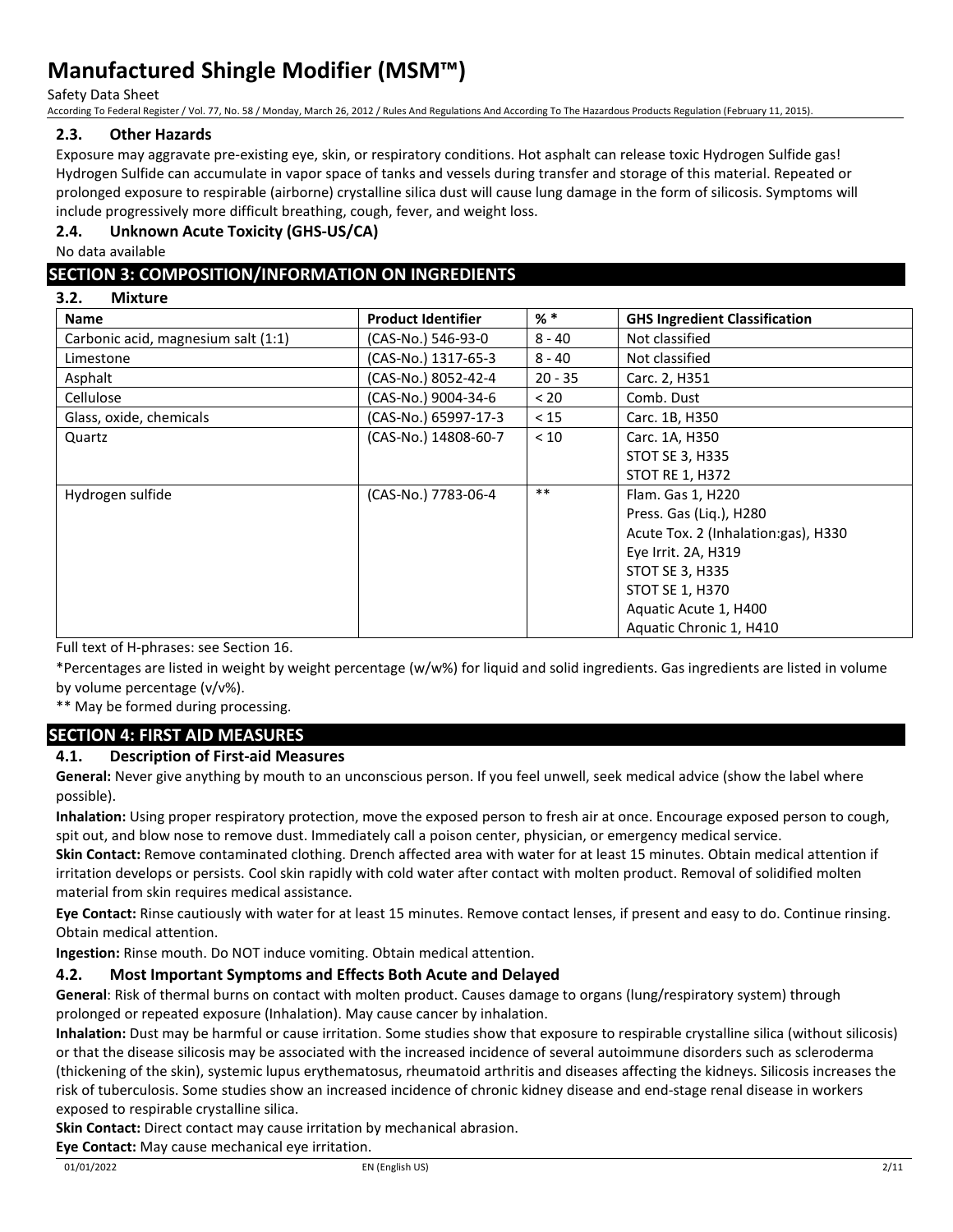### 2.3. Other Hazards

Exposure may aggravate pre-existing eye, skin, or respiratory conditions. Hot asphalt can release toxic Hydrogen Sulfide gas! Hydrogen Sulfide can accumulate in vapor space of tanks and vessels during transfer and storage of this material. Repeated or prolonged exposure to respirable (airborne) crystalline silica dust will cause lung damage in the form of silicosis. Symptoms will include progressively more difficult breathing, cough, fever, and weight loss.

### 2.4. Unknown Acute Toxicity (GHS-US/CA)

No data available

## SECTION 3: COMPOSITION/INFORMATION ON INGREDIENTS

### 3.2. Mixture

| Name | Product Identifier | % * | GHS Ingredient Classification |
|---|---|---|---|
| Carbonic acid, magnesium salt (1:1) | (CAS-No.) 546-93-0 | 8 - 40 | Not classified |
| Limestone | (CAS-No.) 1317-65-3 | 8 - 40 | Not classified |
| Asphalt | (CAS-No.) 8052-42-4 | 20 - 35 | Carc. 2, H351 |
| Cellulose | (CAS-No.) 9004-34-6 | < 20 | Comb. Dust |
| Glass, oxide, chemicals | (CAS-No.) 65997-17-3 | < 15 | Carc. 1B, H350 |
| Quartz | (CAS-No.) 14808-60-7 | < 10 | Carc. 1A, H350<br>STOT SE 3, H335<br>STOT RE 1, H372 |
| Hydrogen sulfide | (CAS-No.) 7783-06-4 | ** | Flam. Gas 1, H220<br>Press. Gas (Liq.), H280<br>Acute Tox. 2 (Inhalation:gas), H330<br>Eye Irrit. 2A, H319<br>STOT SE 3, H335<br>STOT SE 1, H370<br>Aquatic Acute 1, H400<br>Aquatic Chronic 1, H410 |

Full text of H-phrases: see Section 16.

*Percentages are listed in weight by weight percentage (w/w%) for liquid and solid ingredients. Gas ingredients are listed in volume by volume percentage (v/v%).

** May be formed during processing.

## SECTION 4: FIRST AID MEASURES

### 4.1. Description of First-aid Measures

**General:** Never give anything by mouth to an unconscious person. If you feel unwell, seek medical advice (show the label where possible).

**Inhalation:** Using proper respiratory protection, move the exposed person to fresh air at once. Encourage exposed person to cough, spit out, and blow nose to remove dust. Immediately call a poison center, physician, or emergency medical service.

**Skin Contact:** Remove contaminated clothing. Drench affected area with water for at least 15 minutes. Obtain medical attention if irritation develops or persists. Cool skin rapidly with cold water after contact with molten product. Removal of solidified molten material from skin requires medical assistance.

**Eye Contact:** Rinse cautiously with water for at least 15 minutes. Remove contact lenses, if present and easy to do. Continue rinsing. Obtain medical attention.

**Ingestion:** Rinse mouth. Do NOT induce vomiting. Obtain medical attention.

### 4.2. Most Important Symptoms and Effects Both Acute and Delayed

**General**: Risk of thermal burns on contact with molten product. Causes damage to organs (lung/respiratory system) through prolonged or repeated exposure (Inhalation). May cause cancer by inhalation.

**Inhalation:** Dust may be harmful or cause irritation. Some studies show that exposure to respirable crystalline silica (without silicosis) or that the disease silicosis may be associated with the increased incidence of several autoimmune disorders such as scleroderma (thickening of the skin), systemic lupus erythematosus, rheumatoid arthritis and diseases affecting the kidneys. Silicosis increases the risk of tuberculosis. Some studies show an increased incidence of chronic kidney disease and end-stage renal disease in workers exposed to respirable crystalline silica.

**Skin Contact:** Direct contact may cause irritation by mechanical abrasion.

**Eye Contact:** May cause mechanical eye irritation.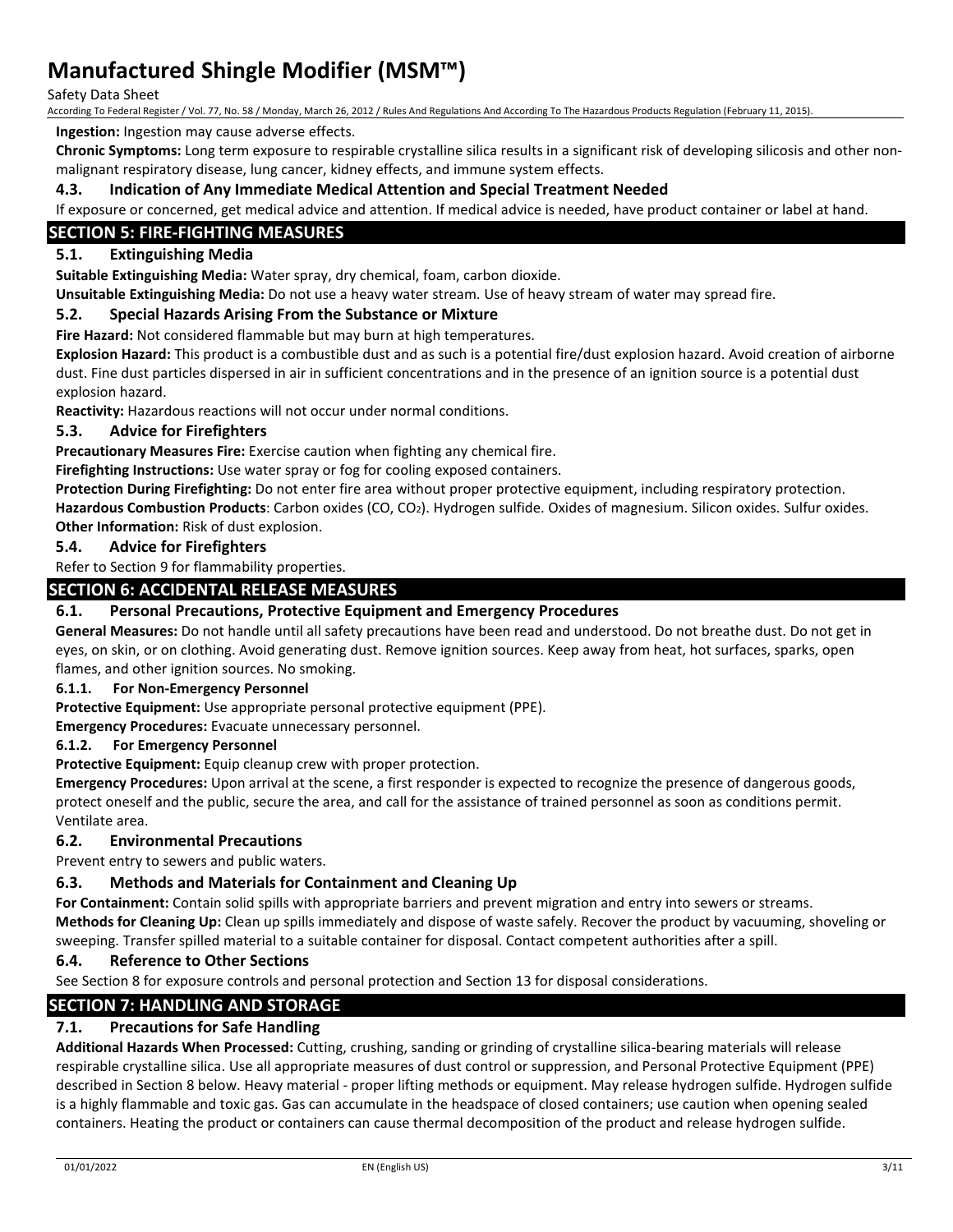**Ingestion:** Ingestion may cause adverse effects.

**Chronic Symptoms:** Long term exposure to respirable crystalline silica results in a significant risk of developing silicosis and other non-malignant respiratory disease, lung cancer, kidney effects, and immune system effects.

### 4.3. Indication of Any Immediate Medical Attention and Special Treatment Needed

If exposure or concerned, get medical advice and attention. If medical advice is needed, have product container or label at hand.

## SECTION 5: FIRE-FIGHTING MEASURES

### 5.1. Extinguishing Media

**Suitable Extinguishing Media:** Water spray, dry chemical, foam, carbon dioxide.

**Unsuitable Extinguishing Media:** Do not use a heavy water stream. Use of heavy stream of water may spread fire.

### 5.2. Special Hazards Arising From the Substance or Mixture

**Fire Hazard:** Not considered flammable but may burn at high temperatures.

**Explosion Hazard:** This product is a combustible dust and as such is a potential fire/dust explosion hazard. Avoid creation of airborne dust. Fine dust particles dispersed in air in sufficient concentrations and in the presence of an ignition source is a potential dust explosion hazard.

**Reactivity:** Hazardous reactions will not occur under normal conditions.

### 5.3. Advice for Firefighters

**Precautionary Measures Fire:** Exercise caution when fighting any chemical fire.

**Firefighting Instructions:** Use water spray or fog for cooling exposed containers.

**Protection During Firefighting:** Do not enter fire area without proper protective equipment, including respiratory protection.

**Hazardous Combustion Products**: Carbon oxides (CO, $CO_2$). Hydrogen sulfide. Oxides of magnesium. Silicon oxides. Sulfur oxides.

**Other Information:** Risk of dust explosion.

### 5.4. Advice for Firefighters

Refer to Section 9 for flammability properties.

## SECTION 6: ACCIDENTAL RELEASE MEASURES

### 6.1. Personal Precautions, Protective Equipment and Emergency Procedures

**General Measures:** Do not handle until all safety precautions have been read and understood. Do not breathe dust. Do not get in eyes, on skin, or on clothing. Avoid generating dust. Remove ignition sources. Keep away from heat, hot surfaces, sparks, open flames, and other ignition sources. No smoking.

#### 6.1.1. For Non-Emergency Personnel

**Protective Equipment:** Use appropriate personal protective equipment (PPE).

**Emergency Procedures:** Evacuate unnecessary personnel.

#### 6.1.2. For Emergency Personnel

**Protective Equipment:** Equip cleanup crew with proper protection.

**Emergency Procedures:** Upon arrival at the scene, a first responder is expected to recognize the presence of dangerous goods, protect oneself and the public, secure the area, and call for the assistance of trained personnel as soon as conditions permit. Ventilate area.

### 6.2. Environmental Precautions

Prevent entry to sewers and public waters.

### 6.3. Methods and Materials for Containment and Cleaning Up

**For Containment:** Contain solid spills with appropriate barriers and prevent migration and entry into sewers or streams.

**Methods for Cleaning Up:** Clean up spills immediately and dispose of waste safely. Recover the product by vacuuming, shoveling or sweeping. Transfer spilled material to a suitable container for disposal. Contact competent authorities after a spill.

### 6.4. Reference to Other Sections

See Section 8 for exposure controls and personal protection and Section 13 for disposal considerations.

## SECTION 7: HANDLING AND STORAGE

### 7.1. Precautions for Safe Handling

**Additional Hazards When Processed:** Cutting, crushing, sanding or grinding of crystalline silica-bearing materials will release respirable crystalline silica. Use all appropriate measures of dust control or suppression, and Personal Protective Equipment (PPE) described in Section 8 below. Heavy material - proper lifting methods or equipment. May release hydrogen sulfide. Hydrogen sulfide is a highly flammable and toxic gas. Gas can accumulate in the headspace of closed containers; use caution when opening sealed containers. Heating the product or containers can cause thermal decomposition of the product and release hydrogen sulfide.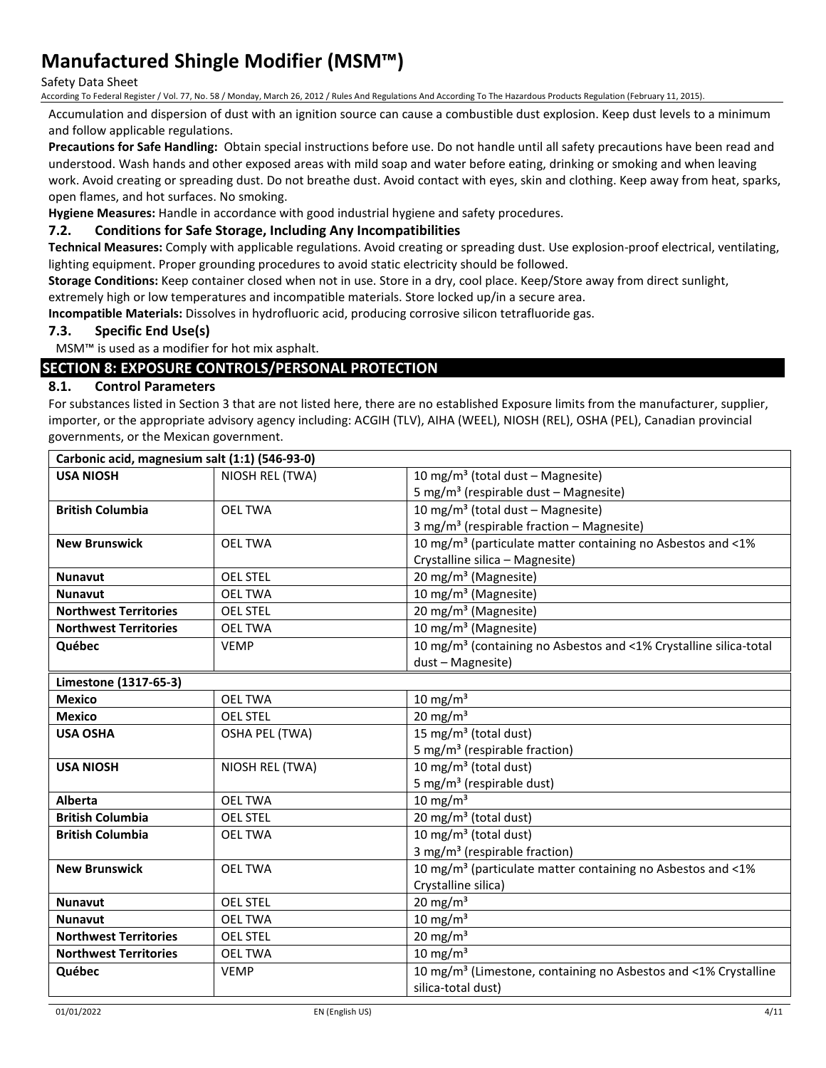Accumulation and dispersion of dust with an ignition source can cause a combustible dust explosion. Keep dust levels to a minimum and follow applicable regulations.

**Precautions for Safe Handling:** Obtain special instructions before use. Do not handle until all safety precautions have been read and understood. Wash hands and other exposed areas with mild soap and water before eating, drinking or smoking and when leaving work. Avoid creating or spreading dust. Do not breathe dust. Avoid contact with eyes, skin and clothing. Keep away from heat, sparks, open flames, and hot surfaces. No smoking.

**Hygiene Measures:** Handle in accordance with good industrial hygiene and safety procedures.

### 7.2. Conditions for Safe Storage, Including Any Incompatibilities

**Technical Measures:** Comply with applicable regulations. Avoid creating or spreading dust. Use explosion-proof electrical, ventilating, lighting equipment. Proper grounding procedures to avoid static electricity should be followed.

**Storage Conditions:** Keep container closed when not in use. Store in a dry, cool place. Keep/Store away from direct sunlight, extremely high or low temperatures and incompatible materials. Store locked up/in a secure area.

**Incompatible Materials:** Dissolves in hydrofluoric acid, producing corrosive silicon tetrafluoride gas.

### 7.3. Specific End Use(s)

MSM™ is used as a modifier for hot mix asphalt.

## SECTION 8: EXPOSURE CONTROLS/PERSONAL PROTECTION

### 8.1. Control Parameters

For substances listed in Section 3 that are not listed here, there are no established Exposure limits from the manufacturer, supplier, importer, or the appropriate advisory agency including: ACGIH (TLV), AIHA (WEEL), NIOSH (REL), OSHA (PEL), Canadian provincial governments, or the Mexican government.

| **Carbonic acid, magnesium salt (1:1) (546-93-0)** | | |
|---|---|---|
| **USA NIOSH** | NIOSH REL (TWA) | 10 mg/m³ (total dust – Magnesite)<br>5 mg/m³ (respirable dust – Magnesite) |
| **British Columbia** | OEL TWA | 10 mg/m³ (total dust – Magnesite)<br>3 mg/m³ (respirable fraction – Magnesite) |
| **New Brunswick** | OEL TWA | 10 mg/m³ (particulate matter containing no Asbestos and <1% Crystalline silica – Magnesite) |
| **Nunavut** | OEL STEL | 20 mg/m³ (Magnesite) |
| **Nunavut** | OEL TWA | 10 mg/m³ (Magnesite) |
| **Northwest Territories** | OEL STEL | 20 mg/m³ (Magnesite) |
| **Northwest Territories** | OEL TWA | 10 mg/m³ (Magnesite) |
| **Québec** | VEMP | 10 mg/m³ (containing no Asbestos and <1% Crystalline silica-total dust – Magnesite) |

| **Limestone (1317-65-3)** | | |
|---|---|---|
| **Mexico** | OEL TWA | 10 mg/m³ |
| **Mexico** | OEL STEL | 20 mg/m³ |
| **USA OSHA** | OSHA PEL (TWA) | 15 mg/m³ (total dust)<br>5 mg/m³ (respirable fraction) |
| **USA NIOSH** | NIOSH REL (TWA) | 10 mg/m³ (total dust)<br>5 mg/m³ (respirable dust) |
| **Alberta** | OEL TWA | 10 mg/m³ |
| **British Columbia** | OEL STEL | 20 mg/m³ (total dust) |
| **British Columbia** | OEL TWA | 10 mg/m³ (total dust)<br>3 mg/m³ (respirable fraction) |
| **New Brunswick** | OEL TWA | 10 mg/m³ (particulate matter containing no Asbestos and <1% Crystalline silica) |
| **Nunavut** | OEL STEL | 20 mg/m³ |
| **Nunavut** | OEL TWA | 10 mg/m³ |
| **Northwest Territories** | OEL STEL | 20 mg/m³ |
| **Northwest Territories** | OEL TWA | 10 mg/m³ |
| **Québec** | VEMP | 10 mg/m³ (Limestone, containing no Asbestos and <1% Crystalline silica-total dust) |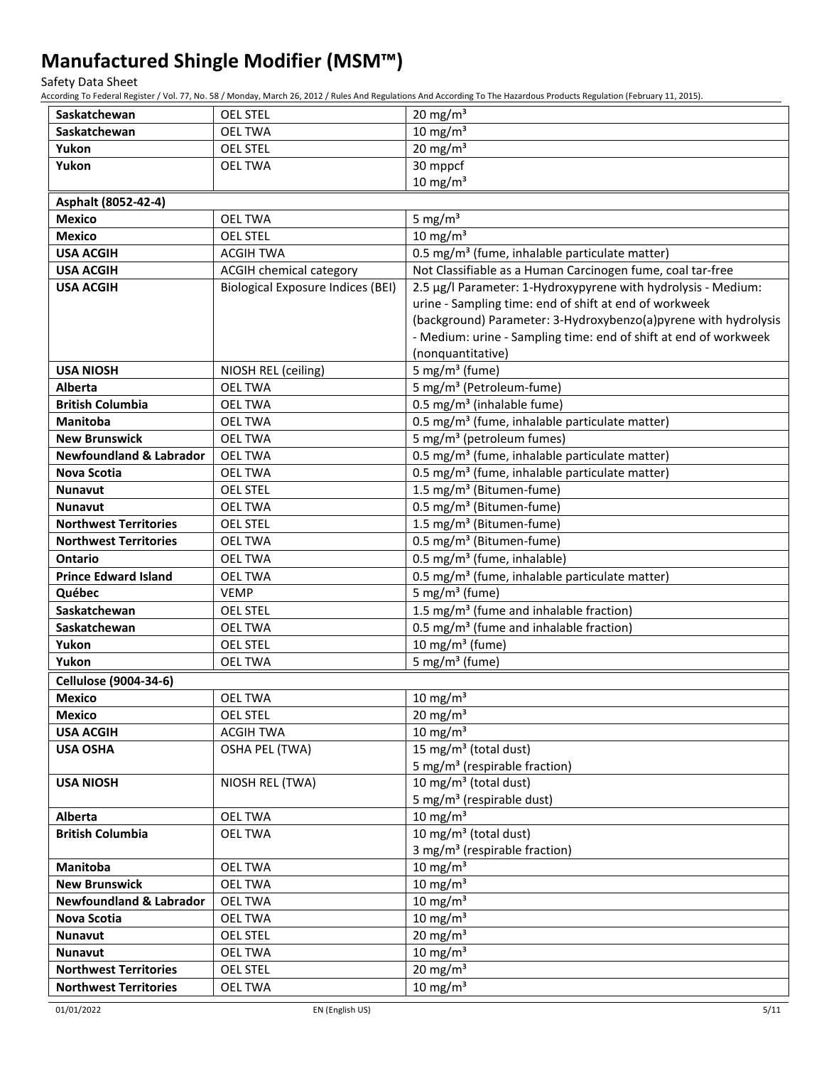| | | |
|---|---|---|
| **Saskatchewan** | OEL STEL | 20 mg/m³ |
| **Saskatchewan** | OEL TWA | 10 mg/m³ |
| **Yukon** | OEL STEL | 20 mg/m³ |
| **Yukon** | OEL TWA | 30 mppcf<br>10 mg/m³ |
| **Asphalt (8052-42-4)** | | |
| **Mexico** | OEL TWA | 5 mg/m³ |
| **Mexico** | OEL STEL | 10 mg/m³ |
| **USA ACGIH** | ACGIH TWA | 0.5 mg/m³ (fume, inhalable particulate matter) |
| **USA ACGIH** | ACGIH chemical category | Not Classifiable as a Human Carcinogen fume, coal tar-free |
| **USA ACGIH** | Biological Exposure Indices (BEI) | 2.5 µg/l Parameter: 1-Hydroxypyrene with hydrolysis - Medium: urine - Sampling time: end of shift at end of workweek (background) Parameter: 3-Hydroxybenzo(a)pyrene with hydrolysis - Medium: urine - Sampling time: end of shift at end of workweek (nonquantitative) |
| **USA NIOSH** | NIOSH REL (ceiling) | 5 mg/m³ (fume) |
| **Alberta** | OEL TWA | 5 mg/m³ (Petroleum-fume) |
| **British Columbia** | OEL TWA | 0.5 mg/m³ (inhalable fume) |
| **Manitoba** | OEL TWA | 0.5 mg/m³ (fume, inhalable particulate matter) |
| **New Brunswick** | OEL TWA | 5 mg/m³ (petroleum fumes) |
| **Newfoundland & Labrador** | OEL TWA | 0.5 mg/m³ (fume, inhalable particulate matter) |
| **Nova Scotia** | OEL TWA | 0.5 mg/m³ (fume, inhalable particulate matter) |
| **Nunavut** | OEL STEL | 1.5 mg/m³ (Bitumen-fume) |
| **Nunavut** | OEL TWA | 0.5 mg/m³ (Bitumen-fume) |
| **Northwest Territories** | OEL STEL | 1.5 mg/m³ (Bitumen-fume) |
| **Northwest Territories** | OEL TWA | 0.5 mg/m³ (Bitumen-fume) |
| **Ontario** | OEL TWA | 0.5 mg/m³ (fume, inhalable) |
| **Prince Edward Island** | OEL TWA | 0.5 mg/m³ (fume, inhalable particulate matter) |
| **Québec** | VEMP | 5 mg/m³ (fume) |
| **Saskatchewan** | OEL STEL | 1.5 mg/m³ (fume and inhalable fraction) |
| **Saskatchewan** | OEL TWA | 0.5 mg/m³ (fume and inhalable fraction) |
| **Yukon** | OEL STEL | 10 mg/m³ (fume) |
| **Yukon** | OEL TWA | 5 mg/m³ (fume) |
| **Cellulose (9004-34-6)** | | |
| **Mexico** | OEL TWA | 10 mg/m³ |
| **Mexico** | OEL STEL | 20 mg/m³ |
| **USA ACGIH** | ACGIH TWA | 10 mg/m³ |
| **USA OSHA** | OSHA PEL (TWA) | 15 mg/m³ (total dust)<br>5 mg/m³ (respirable fraction) |
| **USA NIOSH** | NIOSH REL (TWA) | 10 mg/m³ (total dust)<br>5 mg/m³ (respirable dust) |
| **Alberta** | OEL TWA | 10 mg/m³ |
| **British Columbia** | OEL TWA | 10 mg/m³ (total dust)<br>3 mg/m³ (respirable fraction) |
| **Manitoba** | OEL TWA | 10 mg/m³ |
| **New Brunswick** | OEL TWA | 10 mg/m³ |
| **Newfoundland & Labrador** | OEL TWA | 10 mg/m³ |
| **Nova Scotia** | OEL TWA | 10 mg/m³ |
| **Nunavut** | OEL STEL | 20 mg/m³ |
| **Nunavut** | OEL TWA | 10 mg/m³ |
| **Northwest Territories** | OEL STEL | 20 mg/m³ |
| **Northwest Territories** | OEL TWA | 10 mg/m³ |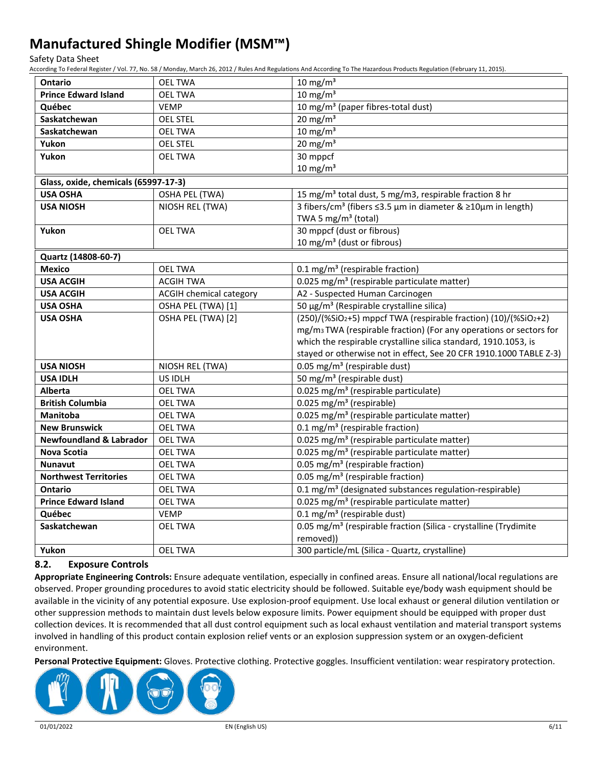| Ontario | OEL TWA | 10 mg/m³ |
|---|---|---|
| Prince Edward Island | OEL TWA | 10 mg/m³ |
| Québec | VEMP | 10 mg/m³ (paper fibres-total dust) |
| Saskatchewan | OEL STEL | 20 mg/m³ |
| Saskatchewan | OEL TWA | 10 mg/m³ |
| Yukon | OEL STEL | 20 mg/m³ |
| Yukon | OEL TWA | 30 mppcf<br>10 mg/m³ |
| **Glass, oxide, chemicals (65997-17-3)** | | |
| USA OSHA | OSHA PEL (TWA) | 15 mg/m³ total dust, 5 mg/m3, respirable fraction 8 hr |
| USA NIOSH | NIOSH REL (TWA) | 3 fibers/cm³ (fibers ≤3.5 µm in diameter & ≥10µm in length)<br>TWA 5 mg/m³ (total) |
| Yukon | OEL TWA | 30 mppcf (dust or fibrous)<br>10 mg/m³ (dust or fibrous) |
| **Quartz (14808-60-7)** | | |
| Mexico | OEL TWA | 0.1 mg/m³ (respirable fraction) |
| USA ACGIH | ACGIH TWA | 0.025 mg/m³ (respirable particulate matter) |
| USA ACGIH | ACGIH chemical category | A2 - Suspected Human Carcinogen |
| USA OSHA | OSHA PEL (TWA) [1] | 50 µg/m³ (Respirable crystalline silica) |
| USA OSHA | OSHA PEL (TWA) [2] | (250)/(%$SiO_2$+5) mppcf TWA (respirable fraction) (10)/(%$SiO_2$+2) mg/$m_3$ TWA (respirable fraction) (For any operations or sectors for which the respirable crystalline silica standard, 1910.1053, is stayed or otherwise not in effect, See 20 CFR 1910.1000 TABLE Z-3) |
| USA NIOSH | NIOSH REL (TWA) | 0.05 mg/m³ (respirable dust) |
| USA IDLH | US IDLH | 50 mg/m³ (respirable dust) |
| Alberta | OEL TWA | 0.025 mg/m³ (respirable particulate) |
| British Columbia | OEL TWA | 0.025 mg/m³ (respirable) |
| Manitoba | OEL TWA | 0.025 mg/m³ (respirable particulate matter) |
| New Brunswick | OEL TWA | 0.1 mg/m³ (respirable fraction) |
| Newfoundland & Labrador | OEL TWA | 0.025 mg/m³ (respirable particulate matter) |
| Nova Scotia | OEL TWA | 0.025 mg/m³ (respirable particulate matter) |
| Nunavut | OEL TWA | 0.05 mg/m³ (respirable fraction) |
| Northwest Territories | OEL TWA | 0.05 mg/m³ (respirable fraction) |
| Ontario | OEL TWA | 0.1 mg/m³ (designated substances regulation-respirable) |
| Prince Edward Island | OEL TWA | 0.025 mg/m³ (respirable particulate matter) |
| Québec | VEMP | 0.1 mg/m³ (respirable dust) |
| Saskatchewan | OEL TWA | 0.05 mg/m³ (respirable fraction (Silica - crystalline (Trydimite removed)) |
| Yukon | OEL TWA | 300 particle/mL (Silica - Quartz, crystalline) |

### 8.2. Exposure Controls

**Appropriate Engineering Controls:** Ensure adequate ventilation, especially in confined areas. Ensure all national/local regulations are observed. Proper grounding procedures to avoid static electricity should be followed. Suitable eye/body wash equipment should be available in the vicinity of any potential exposure. Use explosion-proof equipment. Use local exhaust or general dilution ventilation or other suppression methods to maintain dust levels below exposure limits. Power equipment should be equipped with proper dust collection devices. It is recommended that all dust control equipment such as local exhaust ventilation and material transport systems involved in handling of this product contain explosion relief vents or an explosion suppression system or an oxygen-deficient environment.

**Personal Protective Equipment:** Gloves. Protective clothing. Protective goggles. Insufficient ventilation: wear respiratory protection.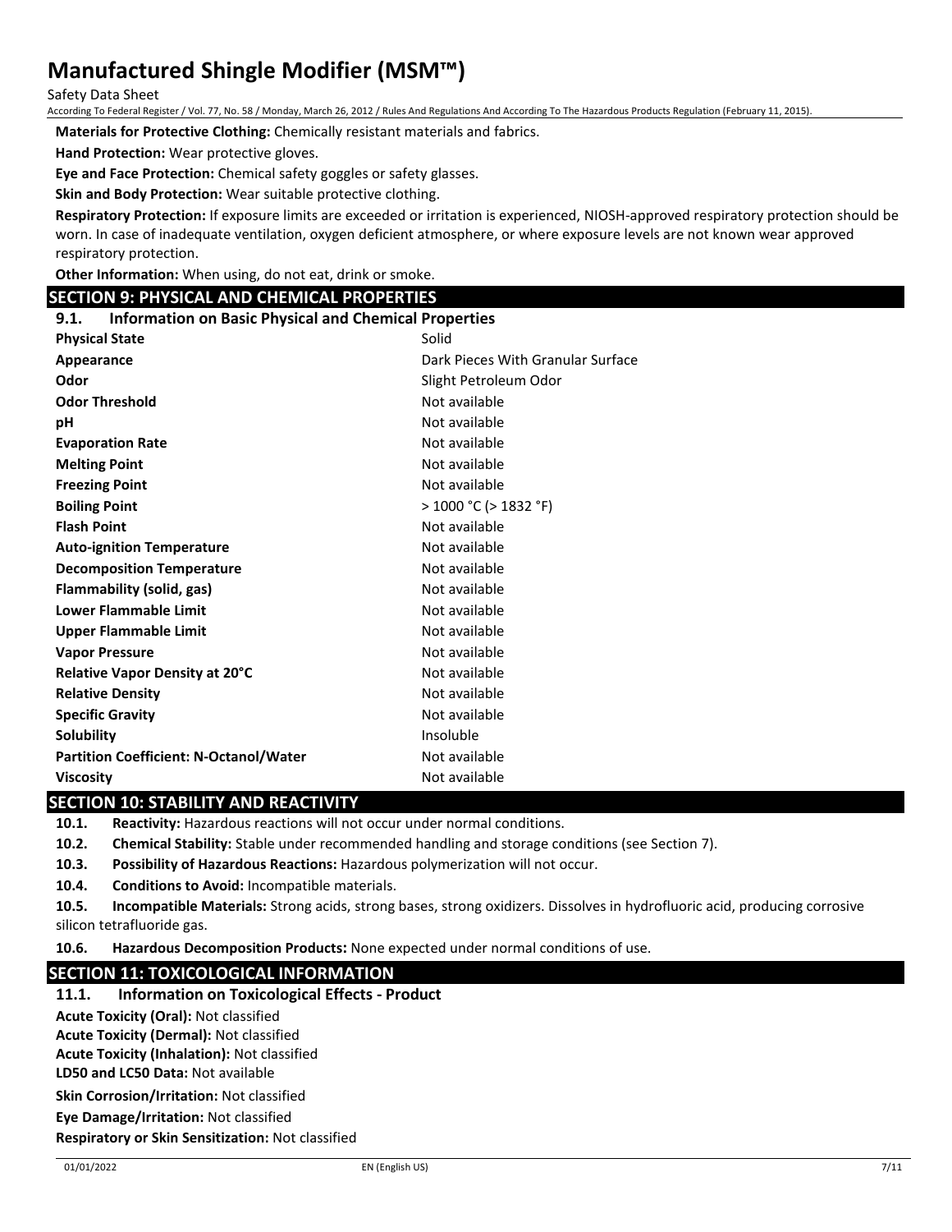**Materials for Protective Clothing:** Chemically resistant materials and fabrics.

**Hand Protection:** Wear protective gloves.

**Eye and Face Protection:** Chemical safety goggles or safety glasses.

**Skin and Body Protection:** Wear suitable protective clothing.

**Respiratory Protection:** If exposure limits are exceeded or irritation is experienced, NIOSH-approved respiratory protection should be worn. In case of inadequate ventilation, oxygen deficient atmosphere, or where exposure levels are not known wear approved respiratory protection.

**Other Information:** When using, do not eat, drink or smoke.

## SECTION 9: PHYSICAL AND CHEMICAL PROPERTIES

### 9.1. Information on Basic Physical and Chemical Properties

| | |
|---|---|
| **Physical State** | Solid |
| **Appearance** | Dark Pieces With Granular Surface |
| **Odor** | Slight Petroleum Odor |
| **Odor Threshold** | Not available |
| **pH** | Not available |
| **Evaporation Rate** | Not available |
| **Melting Point** | Not available |
| **Freezing Point** | Not available |
| **Boiling Point** | > 1000 °C (> 1832 °F) |
| **Flash Point** | Not available |
| **Auto-ignition Temperature** | Not available |
| **Decomposition Temperature** | Not available |
| **Flammability (solid, gas)** | Not available |
| **Lower Flammable Limit** | Not available |
| **Upper Flammable Limit** | Not available |
| **Vapor Pressure** | Not available |
| **Relative Vapor Density at 20°C** | Not available |
| **Relative Density** | Not available |
| **Specific Gravity** | Not available |
| **Solubility** | Insoluble |
| **Partition Coefficient: N-Octanol/Water** | Not available |
| **Viscosity** | Not available |

## SECTION 10: STABILITY AND REACTIVITY

**10.1. Reactivity:** Hazardous reactions will not occur under normal conditions.

**10.2. Chemical Stability:** Stable under recommended handling and storage conditions (see Section 7).

**10.3. Possibility of Hazardous Reactions:** Hazardous polymerization will not occur.

**10.4. Conditions to Avoid:** Incompatible materials.

**10.5. Incompatible Materials:** Strong acids, strong bases, strong oxidizers. Dissolves in hydrofluoric acid, producing corrosive silicon tetrafluoride gas.

**10.6. Hazardous Decomposition Products:** None expected under normal conditions of use.

## SECTION 11: TOXICOLOGICAL INFORMATION

### 11.1. Information on Toxicological Effects - Product

**Acute Toxicity (Oral):** Not classified

**Acute Toxicity (Dermal):** Not classified

**Acute Toxicity (Inhalation):** Not classified

**LD50 and LC50 Data:** Not available

**Skin Corrosion/Irritation:** Not classified

**Eye Damage/Irritation:** Not classified

**Respiratory or Skin Sensitization:** Not classified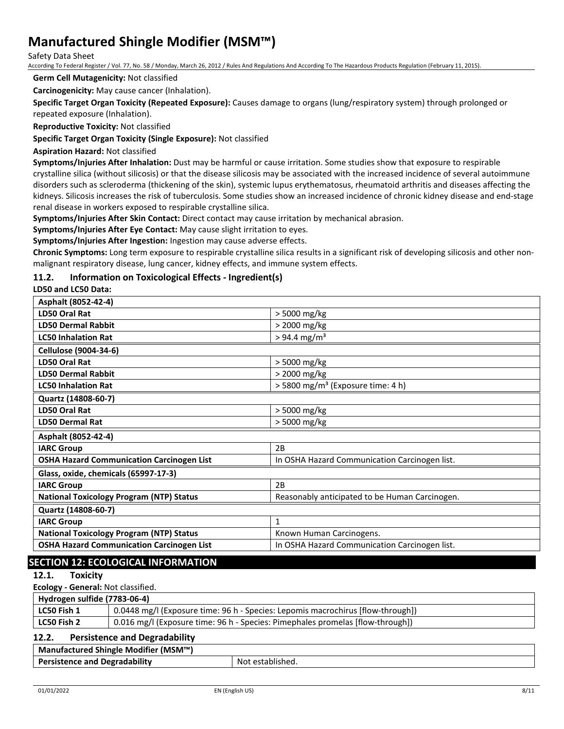**Germ Cell Mutagenicity:** Not classified

**Carcinogenicity:** May cause cancer (Inhalation).

**Specific Target Organ Toxicity (Repeated Exposure):** Causes damage to organs (lung/respiratory system) through prolonged or repeated exposure (Inhalation).

**Reproductive Toxicity:** Not classified

**Specific Target Organ Toxicity (Single Exposure):** Not classified

**Aspiration Hazard:** Not classified

**Symptoms/Injuries After Inhalation:** Dust may be harmful or cause irritation. Some studies show that exposure to respirable crystalline silica (without silicosis) or that the disease silicosis may be associated with the increased incidence of several autoimmune disorders such as scleroderma (thickening of the skin), systemic lupus erythematosus, rheumatoid arthritis and diseases affecting the kidneys. Silicosis increases the risk of tuberculosis. Some studies show an increased incidence of chronic kidney disease and end-stage renal disease in workers exposed to respirable crystalline silica.

**Symptoms/Injuries After Skin Contact:** Direct contact may cause irritation by mechanical abrasion.

**Symptoms/Injuries After Eye Contact:** May cause slight irritation to eyes.

**Symptoms/Injuries After Ingestion:** Ingestion may cause adverse effects.

**Chronic Symptoms:** Long term exposure to respirable crystalline silica results in a significant risk of developing silicosis and other non-malignant respiratory disease, lung cancer, kidney effects, and immune system effects.

## 11.2. Information on Toxicological Effects - Ingredient(s)

**LD50 and LC50 Data:**

| **Asphalt (8052-42-4)** | |
|---|---|
| **LD50 Oral Rat** | > 5000 mg/kg |
| **LD50 Dermal Rabbit** | > 2000 mg/kg |
| **LC50 Inhalation Rat** | > 94.4 mg/m³ |
| **Cellulose (9004-34-6)** | |
| **LD50 Oral Rat** | > 5000 mg/kg |
| **LD50 Dermal Rabbit** | > 2000 mg/kg |
| **LC50 Inhalation Rat** | > 5800 mg/m³ (Exposure time: 4 h) |
| **Quartz (14808-60-7)** | |
| **LD50 Oral Rat** | > 5000 mg/kg |
| **LD50 Dermal Rat** | > 5000 mg/kg |

| **Asphalt (8052-42-4)** | |
|---|---|
| **IARC Group** | 2B |
| **OSHA Hazard Communication Carcinogen List** | In OSHA Hazard Communication Carcinogen list. |
| **Glass, oxide, chemicals (65997-17-3)** | |
| **IARC Group** | 2B |
| **National Toxicology Program (NTP) Status** | Reasonably anticipated to be Human Carcinogen. |
| **Quartz (14808-60-7)** | |
| **IARC Group** | 1 |
| **National Toxicology Program (NTP) Status** | Known Human Carcinogens. |
| **OSHA Hazard Communication Carcinogen List** | In OSHA Hazard Communication Carcinogen list. |

# SECTION 12: ECOLOGICAL INFORMATION

## 12.1. Toxicity

**Ecology - General:** Not classified.

| **Hydrogen sulfide (7783-06-4)** | |
|---|---|
| **LC50 Fish 1** | 0.0448 mg/l (Exposure time: 96 h - Species: Lepomis macrochirus [flow-through]) |
| **LC50 Fish 2** | 0.016 mg/l (Exposure time: 96 h - Species: Pimephales promelas [flow-through]) |

## 12.2. Persistence and Degradability

| **Manufactured Shingle Modifier (MSM™)** | |
|---|---|
| **Persistence and Degradability** | Not established. |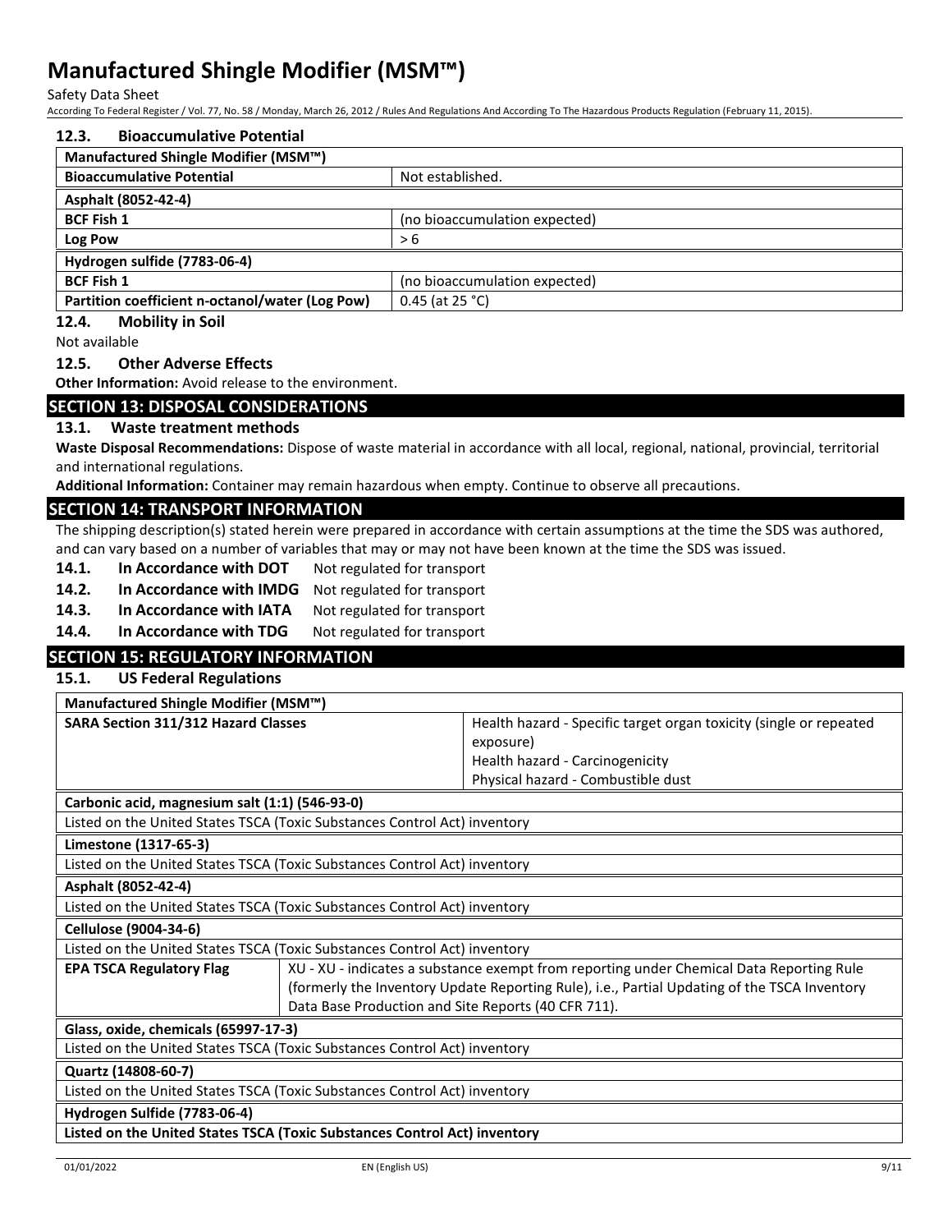### 12.3. Bioaccumulative Potential

| Manufactured Shingle Modifier (MSM™) | |
|---|---|
| **Bioaccumulative Potential** | Not established. |
| **Asphalt (8052-42-4)** | |
| **BCF Fish 1** | (no bioaccumulation expected) |
| **Log Pow** | > 6 |
| **Hydrogen sulfide (7783-06-4)** | |
| **BCF Fish 1** | (no bioaccumulation expected) |
| **Partition coefficient n-octanol/water (Log Pow)** | 0.45 (at 25 °C) |

### 12.4. Mobility in Soil

Not available

### 12.5. Other Adverse Effects

**Other Information:** Avoid release to the environment.

## SECTION 13: DISPOSAL CONSIDERATIONS

### 13.1. Waste treatment methods

**Waste Disposal Recommendations:** Dispose of waste material in accordance with all local, regional, national, provincial, territorial and international regulations.

**Additional Information:** Container may remain hazardous when empty. Continue to observe all precautions.

## SECTION 14: TRANSPORT INFORMATION

The shipping description(s) stated herein were prepared in accordance with certain assumptions at the time the SDS was authored, and can vary based on a number of variables that may or may not have been known at the time the SDS was issued.

**14.1. In Accordance with DOT** Not regulated for transport

**14.2. In Accordance with IMDG** Not regulated for transport

**14.3. In Accordance with IATA** Not regulated for transport

**14.4. In Accordance with TDG** Not regulated for transport

## SECTION 15: REGULATORY INFORMATION

### 15.1. US Federal Regulations

| Manufactured Shingle Modifier (MSM™) | |
|---|---|
| **SARA Section 311/312 Hazard Classes** | Health hazard - Specific target organ toxicity (single or repeated exposure)<br>Health hazard - Carcinogenicity<br>Physical hazard - Combustible dust |
| **Carbonic acid, magnesium salt (1:1) (546-93-0)** | |
| Listed on the United States TSCA (Toxic Substances Control Act) inventory | |
| **Limestone (1317-65-3)** | |
| Listed on the United States TSCA (Toxic Substances Control Act) inventory | |
| **Asphalt (8052-42-4)** | |
| Listed on the United States TSCA (Toxic Substances Control Act) inventory | |
| **Cellulose (9004-34-6)** | |
| Listed on the United States TSCA (Toxic Substances Control Act) inventory | |
| **EPA TSCA Regulatory Flag** | XU - XU - indicates a substance exempt from reporting under Chemical Data Reporting Rule (formerly the Inventory Update Reporting Rule), i.e., Partial Updating of the TSCA Inventory Data Base Production and Site Reports (40 CFR 711). |
| **Glass, oxide, chemicals (65997-17-3)** | |
| Listed on the United States TSCA (Toxic Substances Control Act) inventory | |
| **Quartz (14808-60-7)** | |
| Listed on the United States TSCA (Toxic Substances Control Act) inventory | |
| **Hydrogen Sulfide (7783-06-4)** | |
| **Listed on the United States TSCA (Toxic Substances Control Act) inventory** | |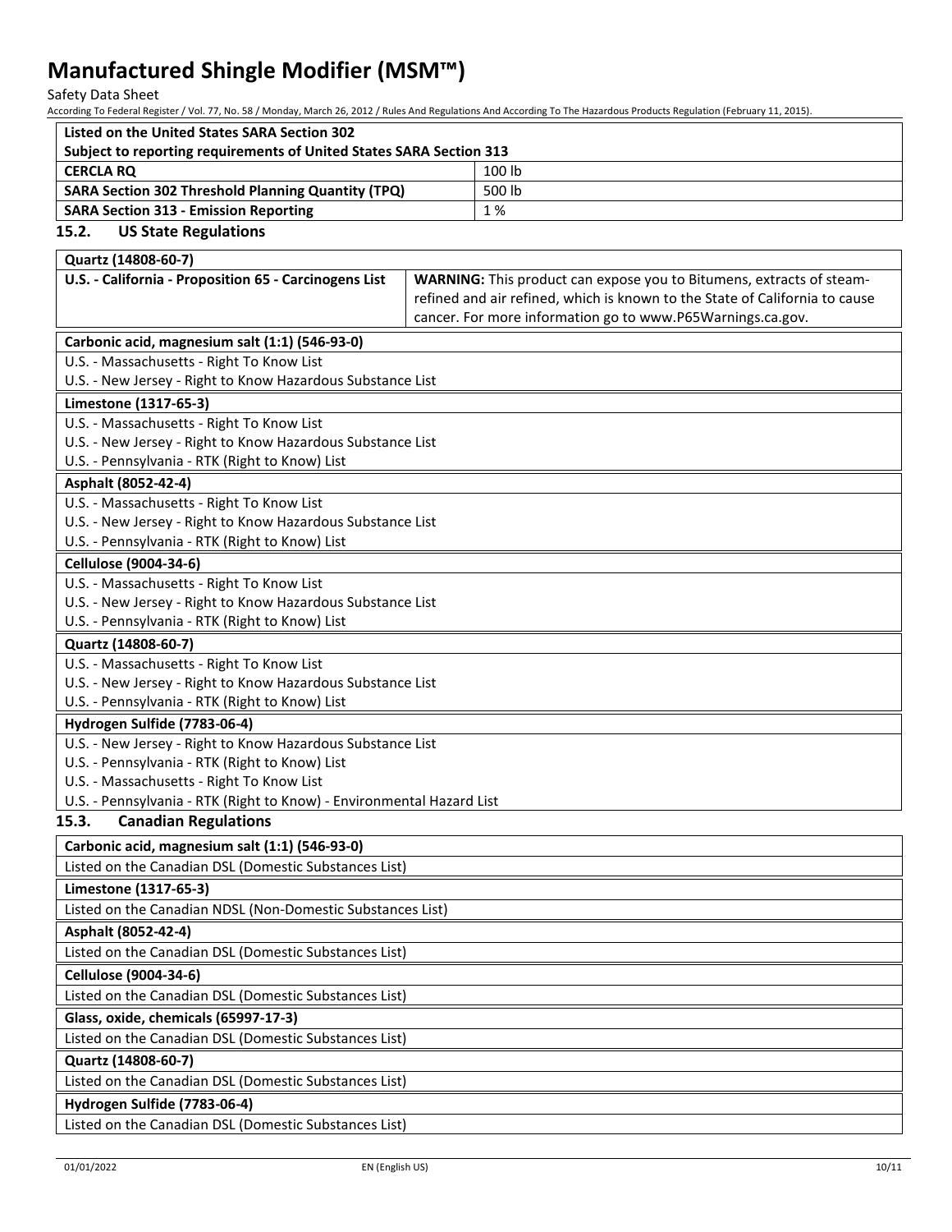| Listed on the United States SARA Section 302 | |
|---|---|
| Subject to reporting requirements of United States SARA Section 313 | |
| **CERCLA RQ** | 100 lb |
| **SARA Section 302 Threshold Planning Quantity (TPQ)** | 500 lb |
| **SARA Section 313 - Emission Reporting** | 1 % |

### 15.2. US State Regulations

| Quartz (14808-60-7) | |
|---|---|
| **U.S. - California - Proposition 65 - Carcinogens List** | **WARNING:** This product can expose you to Bitumens, extracts of steam-refined and air refined, which is known to the State of California to cause cancer. For more information go to www.P65Warnings.ca.gov. |

| Carbonic acid, magnesium salt (1:1) (546-93-0) |
|---|
| U.S. - Massachusetts - Right To Know List |
| U.S. - New Jersey - Right to Know Hazardous Substance List |

| Limestone (1317-65-3) |
|---|
| U.S. - Massachusetts - Right To Know List |
| U.S. - New Jersey - Right to Know Hazardous Substance List |
| U.S. - Pennsylvania - RTK (Right to Know) List |

| Asphalt (8052-42-4) |
|---|
| U.S. - Massachusetts - Right To Know List |
| U.S. - New Jersey - Right to Know Hazardous Substance List |
| U.S. - Pennsylvania - RTK (Right to Know) List |

| Cellulose (9004-34-6) |
|---|
| U.S. - Massachusetts - Right To Know List |
| U.S. - New Jersey - Right to Know Hazardous Substance List |
| U.S. - Pennsylvania - RTK (Right to Know) List |

| Quartz (14808-60-7) |
|---|
| U.S. - Massachusetts - Right To Know List |
| U.S. - New Jersey - Right to Know Hazardous Substance List |
| U.S. - Pennsylvania - RTK (Right to Know) List |

| Hydrogen Sulfide (7783-06-4) |
|---|
| U.S. - New Jersey - Right to Know Hazardous Substance List |
| U.S. - Pennsylvania - RTK (Right to Know) List |
| U.S. - Massachusetts - Right To Know List |
| U.S. - Pennsylvania - RTK (Right to Know) - Environmental Hazard List |

### 15.3. Canadian Regulations

| Carbonic acid, magnesium salt (1:1) (546-93-0) |
|---|
| Listed on the Canadian DSL (Domestic Substances List) |

| Limestone (1317-65-3) |
|---|
| Listed on the Canadian NDSL (Non-Domestic Substances List) |

| Asphalt (8052-42-4) |
|---|
| Listed on the Canadian DSL (Domestic Substances List) |

| Cellulose (9004-34-6) |
|---|
| Listed on the Canadian DSL (Domestic Substances List) |

| Glass, oxide, chemicals (65997-17-3) |
|---|
| Listed on the Canadian DSL (Domestic Substances List) |

| Quartz (14808-60-7) |
|---|
| Listed on the Canadian DSL (Domestic Substances List) |

| Hydrogen Sulfide (7783-06-4) |
|---|
| Listed on the Canadian DSL (Domestic Substances List) |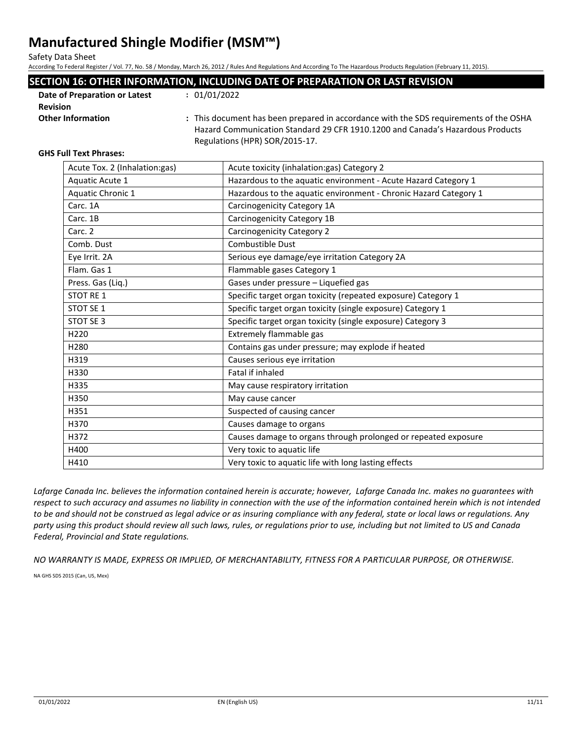## SECTION 16: OTHER INFORMATION, INCLUDING DATE OF PREPARATION OR LAST REVISION

**Date of Preparation or Latest Revision** : 01/01/2022

**Other Information** : This document has been prepared in accordance with the SDS requirements of the OSHA Hazard Communication Standard 29 CFR 1910.1200 and Canada's Hazardous Products Regulations (HPR) SOR/2015-17.

**GHS Full Text Phrases:**

| | |
|---|---|
| Acute Tox. 2 (Inhalation:gas) | Acute toxicity (inhalation:gas) Category 2 |
| Aquatic Acute 1 | Hazardous to the aquatic environment - Acute Hazard Category 1 |
| Aquatic Chronic 1 | Hazardous to the aquatic environment - Chronic Hazard Category 1 |
| Carc. 1A | Carcinogenicity Category 1A |
| Carc. 1B | Carcinogenicity Category 1B |
| Carc. 2 | Carcinogenicity Category 2 |
| Comb. Dust | Combustible Dust |
| Eye Irrit. 2A | Serious eye damage/eye irritation Category 2A |
| Flam. Gas 1 | Flammable gases Category 1 |
| Press. Gas (Liq.) | Gases under pressure – Liquefied gas |
| STOT RE 1 | Specific target organ toxicity (repeated exposure) Category 1 |
| STOT SE 1 | Specific target organ toxicity (single exposure) Category 1 |
| STOT SE 3 | Specific target organ toxicity (single exposure) Category 3 |
| H220 | Extremely flammable gas |
| H280 | Contains gas under pressure; may explode if heated |
| H319 | Causes serious eye irritation |
| H330 | Fatal if inhaled |
| H335 | May cause respiratory irritation |
| H350 | May cause cancer |
| H351 | Suspected of causing cancer |
| H370 | Causes damage to organs |
| H372 | Causes damage to organs through prolonged or repeated exposure |
| H400 | Very toxic to aquatic life |
| H410 | Very toxic to aquatic life with long lasting effects |

*Lafarge Canada Inc. believes the information contained herein is accurate; however, Lafarge Canada Inc. makes no guarantees with respect to such accuracy and assumes no liability in connection with the use of the information contained herein which is not intended to be and should not be construed as legal advice or as insuring compliance with any federal, state or local laws or regulations. Any party using this product should review all such laws, rules, or regulations prior to use, including but not limited to US and Canada Federal, Provincial and State regulations.*

*NO WARRANTY IS MADE, EXPRESS OR IMPLIED, OF MERCHANTABILITY, FITNESS FOR A PARTICULAR PURPOSE, OR OTHERWISE.*

NA GHS SDS 2015 (Can, US, Mex)